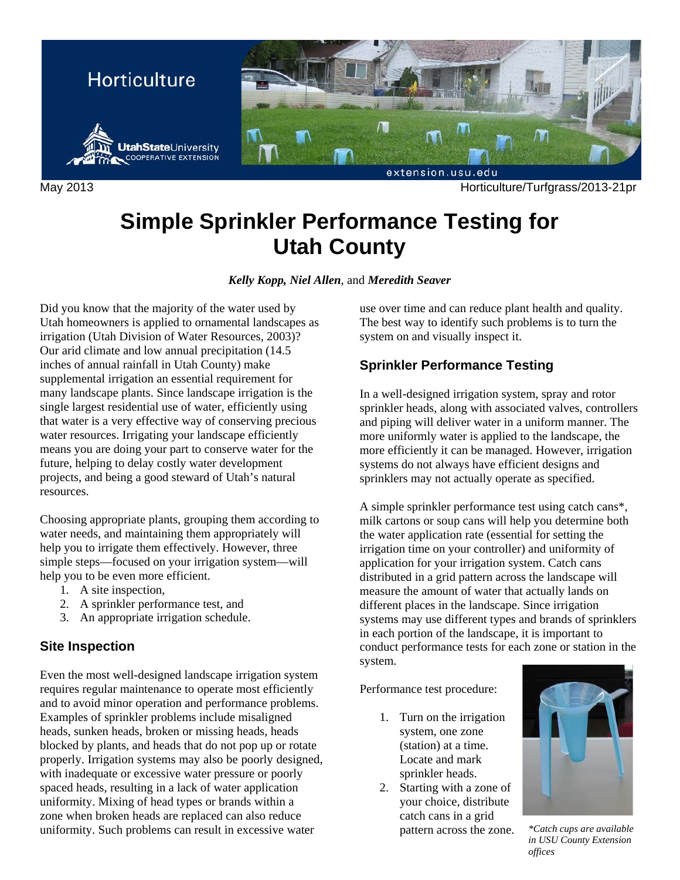Horticulture

May 2013 Horticulture/Turfgrass/2013-21pr

# Simple Sprinkler Performance Testing for Utah County

***Kelly Kopp, Niel Allen***, and ***Meredith Seaver***

Did you know that the majority of the water used by Utah homeowners is applied to ornamental landscapes as irrigation (Utah Division of Water Resources, 2003)? Our arid climate and low annual precipitation (14.5 inches of annual rainfall in Utah County) make supplemental irrigation an essential requirement for many landscape plants. Since landscape irrigation is the single largest residential use of water, efficiently using that water is a very effective way of conserving precious water resources. Irrigating your landscape efficiently means you are doing your part to conserve water for the future, helping to delay costly water development projects, and being a good steward of Utah's natural resources.

Choosing appropriate plants, grouping them according to water needs, and maintaining them appropriately will help you to irrigate them effectively. However, three simple steps—focused on your irrigation system—will help you to be even more efficient.

1. A site inspection,
2. A sprinkler performance test, and
3. An appropriate irrigation schedule.

## Site Inspection

Even the most well-designed landscape irrigation system requires regular maintenance to operate most efficiently and to avoid minor operation and performance problems. Examples of sprinkler problems include misaligned heads, sunken heads, broken or missing heads, heads blocked by plants, and heads that do not pop up or rotate properly. Irrigation systems may also be poorly designed, with inadequate or excessive water pressure or poorly spaced heads, resulting in a lack of water application uniformity. Mixing of head types or brands within a zone when broken heads are replaced can also reduce uniformity. Such problems can result in excessive water use over time and can reduce plant health and quality. The best way to identify such problems is to turn the system on and visually inspect it.

## Sprinkler Performance Testing

In a well-designed irrigation system, spray and rotor sprinkler heads, along with associated valves, controllers and piping will deliver water in a uniform manner. The more uniformly water is applied to the landscape, the more efficiently it can be managed. However, irrigation systems do not always have efficient designs and sprinklers may not actually operate as specified.

A simple sprinkler performance test using catch cans*, milk cartons or soup cans will help you determine both the water application rate (essential for setting the irrigation time on your controller) and uniformity of application for your irrigation system. Catch cans distributed in a grid pattern across the landscape will measure the amount of water that actually lands on different places in the landscape. Since irrigation systems may use different types and brands of sprinklers in each portion of the landscape, it is important to conduct performance tests for each zone or station in the system.

Performance test procedure:

1. Turn on the irrigation system, one zone (station) at a time. Locate and mark sprinkler heads.
2. Starting with a zone of your choice, distribute catch cans in a grid pattern across the zone.

*\*Catch cups are available in USU County Extension offices*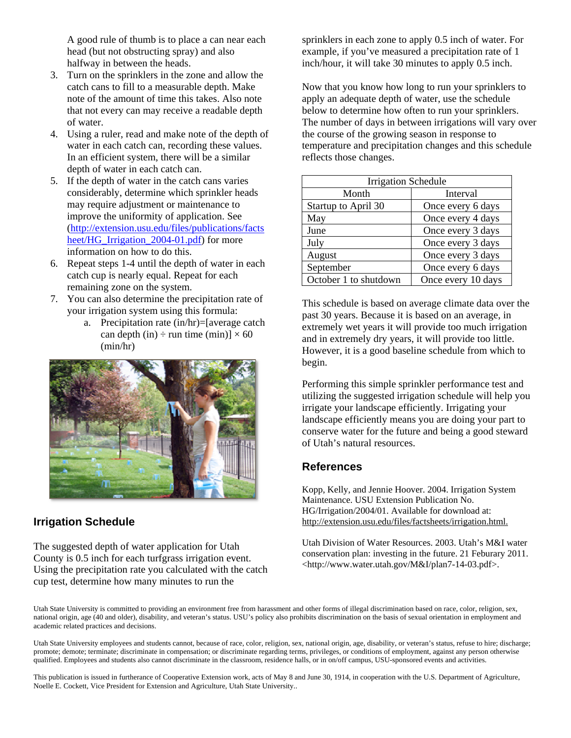A good rule of thumb is to place a can near each head (but not obstructing spray) and also halfway in between the heads.

3. Turn on the sprinklers in the zone and allow the catch cans to fill to a measurable depth. Make note of the amount of time this takes. Also note that not every can may receive a readable depth of water.
4. Using a ruler, read and make note of the depth of water in each catch can, recording these values. In an efficient system, there will be a similar depth of water in each catch can.
5. If the depth of water in the catch cans varies considerably, determine which sprinkler heads may require adjustment or maintenance to improve the uniformity of application. See (http://extension.usu.edu/files/publications/factsheet/HG_Irrigation_2004-01.pdf) for more information on how to do this.
6. Repeat steps 1-4 until the depth of water in each catch cup is nearly equal. Repeat for each remaining zone on the system.
7. You can also determine the precipitation rate of your irrigation system using this formula:
   a. Precipitation rate (in/hr)=[average catch can depth (in) ÷ run time (min)] × 60 (min/hr)

## Irrigation Schedule

The suggested depth of water application for Utah County is 0.5 inch for each turfgrass irrigation event. Using the precipitation rate you calculated with the catch cup test, determine how many minutes to run the sprinklers in each zone to apply 0.5 inch of water. For example, if you've measured a precipitation rate of 1 inch/hour, it will take 30 minutes to apply 0.5 inch.

Now that you know how long to run your sprinklers to apply an adequate depth of water, use the schedule below to determine how often to run your sprinklers. The number of days in between irrigations will vary over the course of the growing season in response to temperature and precipitation changes and this schedule reflects those changes.

| Irrigation Schedule | |
|---|---|
| Month | Interval |
| Startup to April 30 | Once every 6 days |
| May | Once every 4 days |
| June | Once every 3 days |
| July | Once every 3 days |
| August | Once every 3 days |
| September | Once every 6 days |
| October 1 to shutdown | Once every 10 days |

This schedule is based on average climate data over the past 30 years. Because it is based on an average, in extremely wet years it will provide too much irrigation and in extremely dry years, it will provide too little. However, it is a good baseline schedule from which to begin.

Performing this simple sprinkler performance test and utilizing the suggested irrigation schedule will help you irrigate your landscape efficiently. Irrigating your landscape efficiently means you are doing your part to conserve water for the future and being a good steward of Utah's natural resources.

## References

Kopp, Kelly, and Jennie Hoover. 2004. Irrigation System Maintenance. USU Extension Publication No. HG/Irrigation/2004/01. Available for download at: http://extension.usu.edu/files/factsheets/irrigation.html.

Utah Division of Water Resources. 2003. Utah's M&I water conservation plan: investing in the future. 21 Feburary 2011. <http://www.water.utah.gov/M&I/plan7-14-03.pdf>.

Utah State University is committed to providing an environment free from harassment and other forms of illegal discrimination based on race, color, religion, sex, national origin, age (40 and older), disability, and veteran's status. USU's policy also prohibits discrimination on the basis of sexual orientation in employment and academic related practices and decisions.

Utah State University employees and students cannot, because of race, color, religion, sex, national origin, age, disability, or veteran's status, refuse to hire; discharge; promote; demote; terminate; discriminate in compensation; or discriminate regarding terms, privileges, or conditions of employment, against any person otherwise qualified. Employees and students also cannot discriminate in the classroom, residence halls, or in on/off campus, USU-sponsored events and activities.

This publication is issued in furtherance of Cooperative Extension work, acts of May 8 and June 30, 1914, in cooperation with the U.S. Department of Agriculture, Noelle E. Cockett, Vice President for Extension and Agriculture, Utah State University..